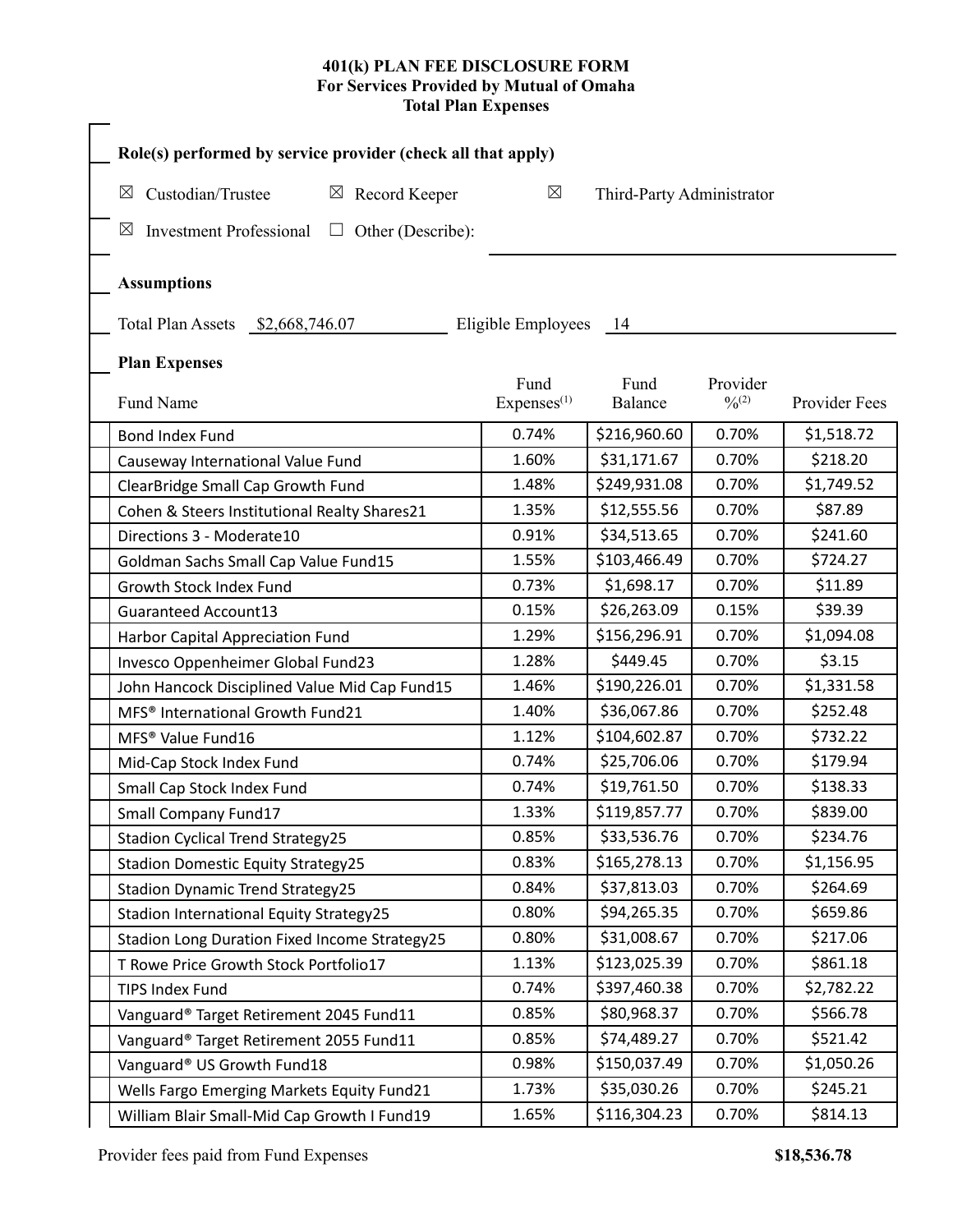# 401(k) PLAN FEE DISCLOSURE FORM
## For Services Provided by Mutual of Omaha
## Total Plan Expenses

**Role(s) performed by service provider (check all that apply)**

☒ Custodian/Trustee ☒ Record Keeper ☒ Third-Party Administrator

☒ Investment Professional ☐ Other (Describe):

**Assumptions**

Total Plan Assets $2,668,746.07 Eligible Employees 14

**Plan Expenses**

| Fund Name | Fund Expenses[1] | Fund Balance | Provider %[2] | Provider Fees |
|---|---|---|---|---|
| Bond Index Fund | 0.74% | $216,960.60 | 0.70% | $1,518.72 |
| Causeway International Value Fund | 1.60% | $31,171.67 | 0.70% | $218.20 |
| ClearBridge Small Cap Growth Fund | 1.48% | $249,931.08 | 0.70% | $1,749.52 |
| Cohen & Steers Institutional Realty Shares21 | 1.35% | $12,555.56 | 0.70% | $87.89 |
| Directions 3 - Moderate10 | 0.91% | $34,513.65 | 0.70% | $241.60 |
| Goldman Sachs Small Cap Value Fund15 | 1.55% | $103,466.49 | 0.70% | $724.27 |
| Growth Stock Index Fund | 0.73% | $1,698.17 | 0.70% | $11.89 |
| Guaranteed Account13 | 0.15% | $26,263.09 | 0.15% | $39.39 |
| Harbor Capital Appreciation Fund | 1.29% | $156,296.91 | 0.70% | $1,094.08 |
| Invesco Oppenheimer Global Fund23 | 1.28% | $449.45 | 0.70% | $3.15 |
| John Hancock Disciplined Value Mid Cap Fund15 | 1.46% | $190,226.01 | 0.70% | $1,331.58 |
| MFS® International Growth Fund21 | 1.40% | $36,067.86 | 0.70% | $252.48 |
| MFS® Value Fund16 | 1.12% | $104,602.87 | 0.70% | $732.22 |
| Mid-Cap Stock Index Fund | 0.74% | $25,706.06 | 0.70% | $179.94 |
| Small Cap Stock Index Fund | 0.74% | $19,761.50 | 0.70% | $138.33 |
| Small Company Fund17 | 1.33% | $119,857.77 | 0.70% | $839.00 |
| Stadion Cyclical Trend Strategy25 | 0.85% | $33,536.76 | 0.70% | $234.76 |
| Stadion Domestic Equity Strategy25 | 0.83% | $165,278.13 | 0.70% | $1,156.95 |
| Stadion Dynamic Trend Strategy25 | 0.84% | $37,813.03 | 0.70% | $264.69 |
| Stadion International Equity Strategy25 | 0.80% | $94,265.35 | 0.70% | $659.86 |
| Stadion Long Duration Fixed Income Strategy25 | 0.80% | $31,008.67 | 0.70% | $217.06 |
| T Rowe Price Growth Stock Portfolio17 | 1.13% | $123,025.39 | 0.70% | $861.18 |
| TIPS Index Fund | 0.74% | $397,460.38 | 0.70% | $2,782.22 |
| Vanguard® Target Retirement 2045 Fund11 | 0.85% | $80,968.37 | 0.70% | $566.78 |
| Vanguard® Target Retirement 2055 Fund11 | 0.85% | $74,489.27 | 0.70% | $521.42 |
| Vanguard® US Growth Fund18 | 0.98% | $150,037.49 | 0.70% | $1,050.26 |
| Wells Fargo Emerging Markets Equity Fund21 | 1.73% | $35,030.26 | 0.70% | $245.21 |
| William Blair Small-Mid Cap Growth I Fund19 | 1.65% | $116,304.23 | 0.70% | $814.13 |

Provider fees paid from Fund Expenses **$18,536.78**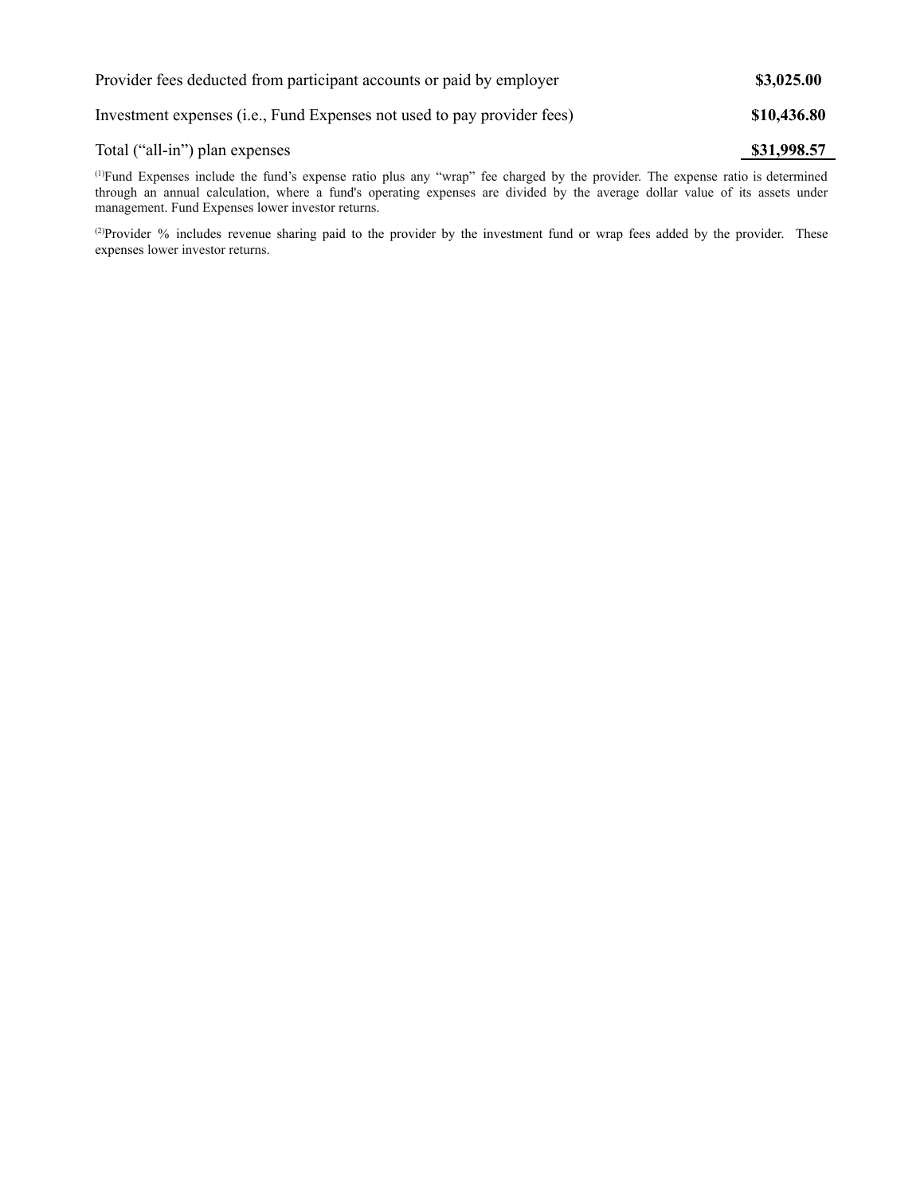| | |
|---|---|
| Provider fees deducted from participant accounts or paid by employer | **$3,025.00** |
| Investment expenses (i.e., Fund Expenses not used to pay provider fees) | **$10,436.80** |
| Total ("all-in") plan expenses | **$31,998.57** |

[(1)]Fund Expenses include the fund's expense ratio plus any "wrap" fee charged by the provider. The expense ratio is determined through an annual calculation, where a fund's operating expenses are divided by the average dollar value of its assets under management. Fund Expenses lower investor returns.

[(2)]Provider % includes revenue sharing paid to the provider by the investment fund or wrap fees added by the provider. These expenses lower investor returns.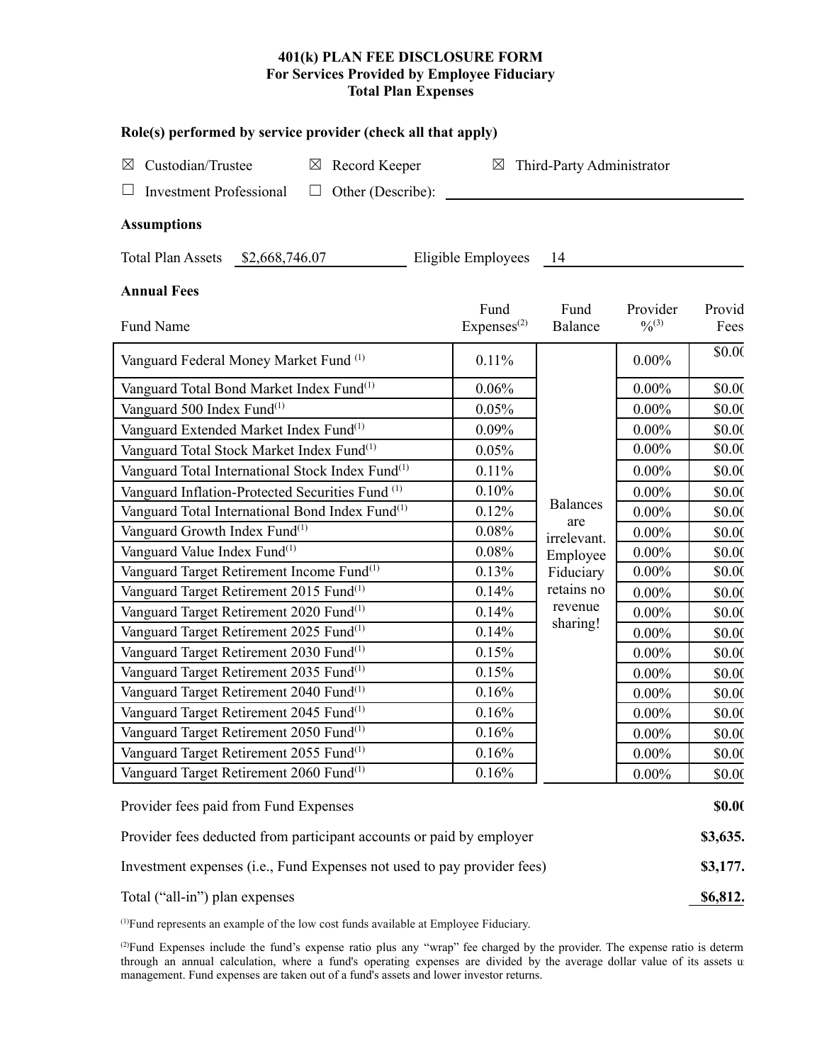**401(k) PLAN FEE DISCLOSURE FORM**
**For Services Provided by Employee Fiduciary**
**Total Plan Expenses**

**Role(s) performed by service provider (check all that apply)**

☒ Custodian/Trustee ☒ Record Keeper ☒ Third-Party Administrator

☐ Investment Professional ☐ Other (Describe): \_\_\_\_\_\_\_\_\_\_\_\_\_\_\_\_

**Assumptions**

Total Plan Assets $2,668,746.07 Eligible Employees 14

**Annual Fees**

| Fund Name | Fund Expenses[2] | Fund Balance | Provider %[3] | Provid Fees |
|---|---|---|---|---|
| Vanguard Federal Money Market Fund [1] | 0.11% | Balances are irrelevant. Employee Fiduciary retains no revenue sharing! | 0.00% | $0.0( |
| Vanguard Total Bond Market Index Fund[1] | 0.06% | | 0.00% | $0.0( |
| Vanguard 500 Index Fund[1] | 0.05% | | 0.00% | $0.0( |
| Vanguard Extended Market Index Fund[1] | 0.09% | | 0.00% | $0.0( |
| Vanguard Total Stock Market Index Fund[1] | 0.05% | | 0.00% | $0.0( |
| Vanguard Total International Stock Index Fund[1] | 0.11% | | 0.00% | $0.0( |
| Vanguard Inflation-Protected Securities Fund [1] | 0.10% | | 0.00% | $0.0( |
| Vanguard Total International Bond Index Fund[1] | 0.12% | | 0.00% | $0.0( |
| Vanguard Growth Index Fund[1] | 0.08% | | 0.00% | $0.0( |
| Vanguard Value Index Fund[1] | 0.08% | | 0.00% | $0.0( |
| Vanguard Target Retirement Income Fund[1] | 0.13% | | 0.00% | $0.0( |
| Vanguard Target Retirement 2015 Fund[1] | 0.14% | | 0.00% | $0.0( |
| Vanguard Target Retirement 2020 Fund[1] | 0.14% | | 0.00% | $0.0( |
| Vanguard Target Retirement 2025 Fund[1] | 0.14% | | 0.00% | $0.0( |
| Vanguard Target Retirement 2030 Fund[1] | 0.15% | | 0.00% | $0.0( |
| Vanguard Target Retirement 2035 Fund[1] | 0.15% | | 0.00% | $0.0( |
| Vanguard Target Retirement 2040 Fund[1] | 0.16% | | 0.00% | $0.0( |
| Vanguard Target Retirement 2045 Fund[1] | 0.16% | | 0.00% | $0.0( |
| Vanguard Target Retirement 2050 Fund[1] | 0.16% | | 0.00% | $0.0( |
| Vanguard Target Retirement 2055 Fund[1] | 0.16% | | 0.00% | $0.0( |
| Vanguard Target Retirement 2060 Fund[1] | 0.16% | | 0.00% | $0.0( |

| | |
|---|---|
| Provider fees paid from Fund Expenses | **$0.0(** |
| Provider fees deducted from participant accounts or paid by employer | **$3,635.** |
| Investment expenses (i.e., Fund Expenses not used to pay provider fees) | **$3,177.** |
| Total ("all-in") plan expenses | **$6,812.** |

[1]Fund represents an example of the low cost funds available at Employee Fiduciary.

[2]Fund Expenses include the fund's expense ratio plus any "wrap" fee charged by the provider. The expense ratio is determ through an annual calculation, where a fund's operating expenses are divided by the average dollar value of its assets u management. Fund expenses are taken out of a fund's assets and lower investor returns.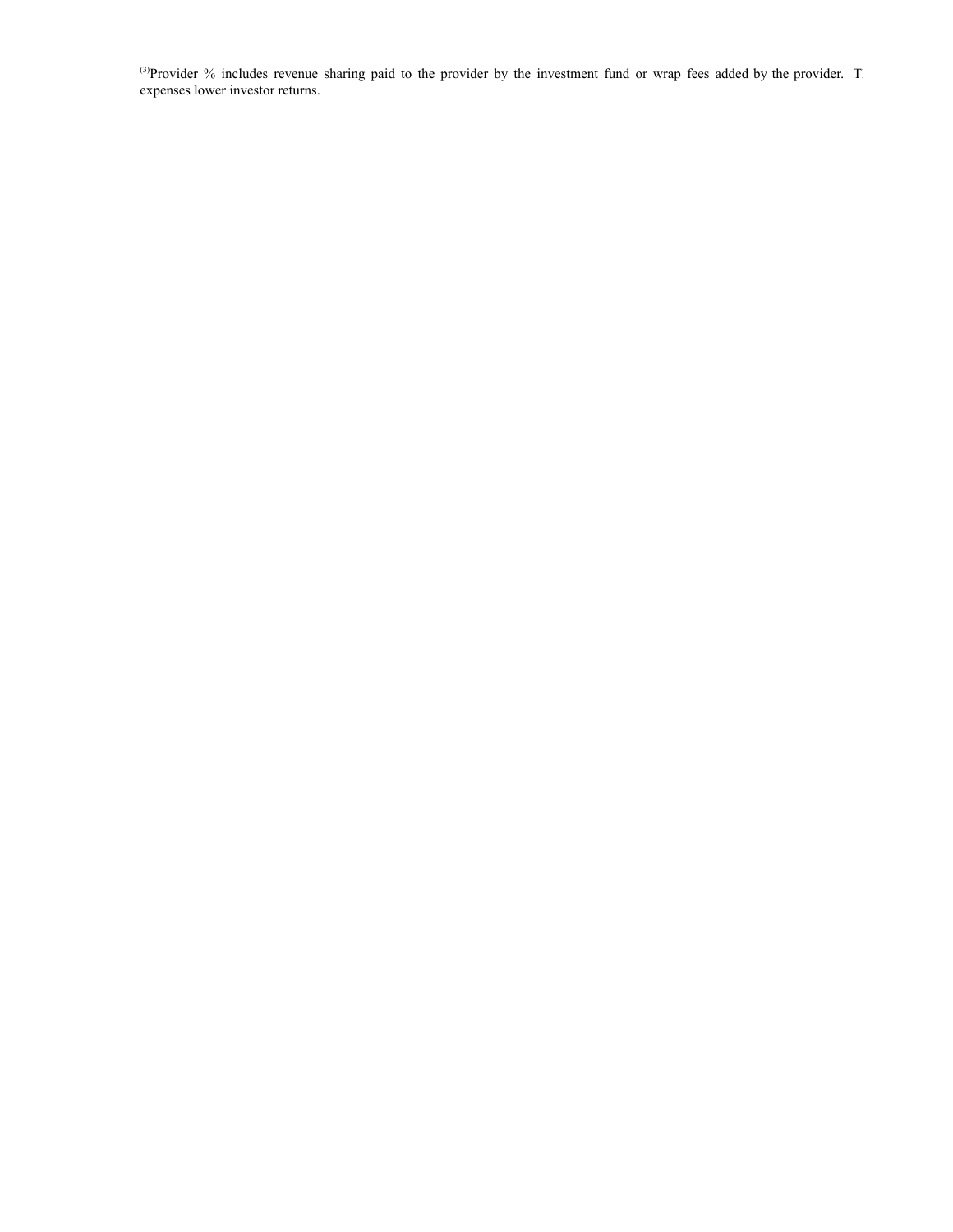[3]Provider % includes revenue sharing paid to the provider by the investment fund or wrap fees added by the provider. T expenses lower investor returns.